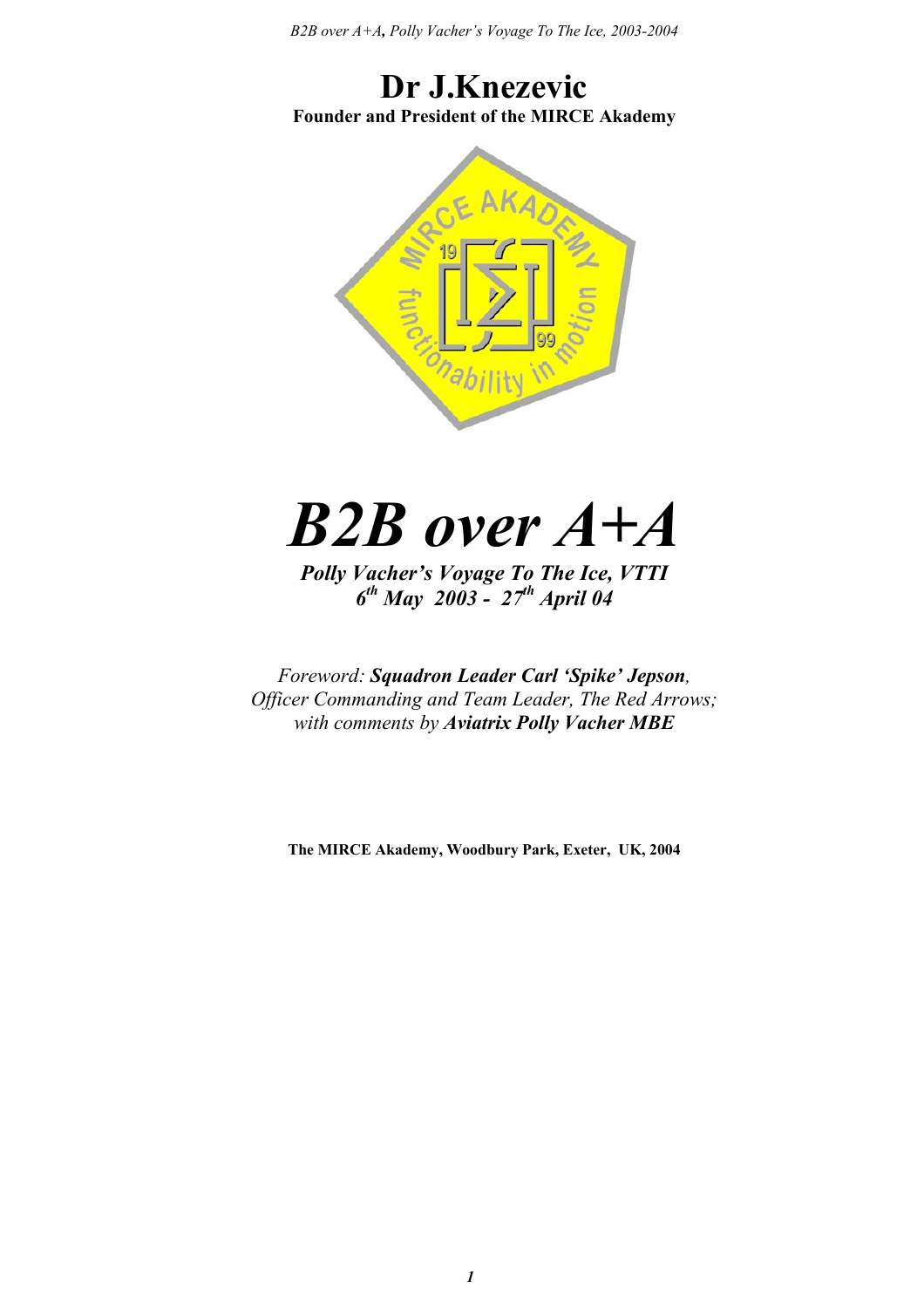# Dr J.Knezevic

**Founder and President of the MIRCE Akademy**

# *B2B over A+A*

***Polly Vacher's Voyage To The Ice, VTTI***
***6th May 2003 - 27th April 04***

*Foreword:* ***Squadron Leader Carl 'Spike' Jepson****,*
*Officer Commanding and Team Leader, The Red Arrows;*
*with comments by* ***Aviatrix Polly Vacher MBE***

**The MIRCE Akademy, Woodbury Park, Exeter, UK, 2004**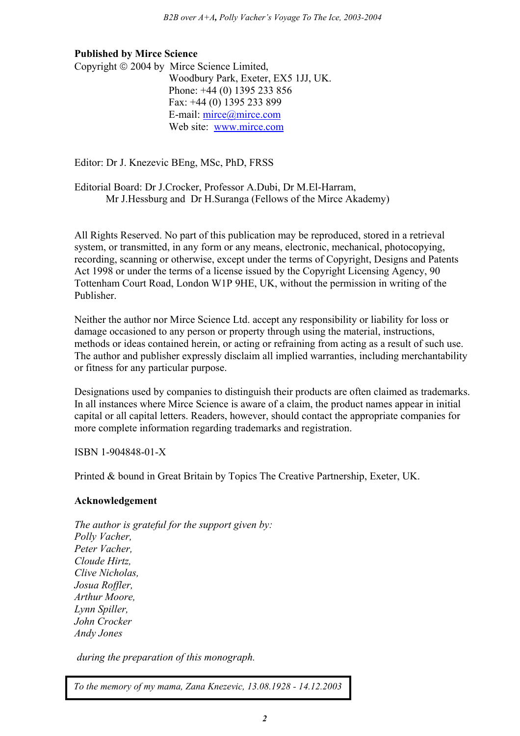**Published by Mirce Science**

Copyright © 2004 by Mirce Science Limited,
Woodbury Park, Exeter, EX5 1JJ, UK.
Phone: +44 (0) 1395 233 856
Fax: +44 (0) 1395 233 899
E-mail: mirce@mirce.com
Web site: www.mirce.com

Editor: Dr J. Knezevic BEng, MSc, PhD, FRSS

Editorial Board: Dr J.Crocker, Professor A.Dubi, Dr M.El-Harram, Mr J.Hessburg and Dr H.Suranga (Fellows of the Mirce Akademy)

All Rights Reserved. No part of this publication may be reproduced, stored in a retrieval system, or transmitted, in any form or any means, electronic, mechanical, photocopying, recording, scanning or otherwise, except under the terms of Copyright, Designs and Patents Act 1998 or under the terms of a license issued by the Copyright Licensing Agency, 90 Tottenham Court Road, London W1P 9HE, UK, without the permission in writing of the Publisher.

Neither the author nor Mirce Science Ltd. accept any responsibility or liability for loss or damage occasioned to any person or property through using the material, instructions, methods or ideas contained herein, or acting or refraining from acting as a result of such use. The author and publisher expressly disclaim all implied warranties, including merchantability or fitness for any particular purpose.

Designations used by companies to distinguish their products are often claimed as trademarks. In all instances where Mirce Science is aware of a claim, the product names appear in initial capital or all capital letters. Readers, however, should contact the appropriate companies for more complete information regarding trademarks and registration.

ISBN 1-904848-01-X

Printed & bound in Great Britain by Topics The Creative Partnership, Exeter, UK.

**Acknowledgement**

*The author is grateful for the support given by:*
*Polly Vacher,*
*Peter Vacher,*
*Cloude Hirtz,*
*Clive Nicholas,*
*Josua Roffler,*
*Arthur Moore,*
*Lynn Spiller,*
*John Crocker*
*Andy Jones*

*during the preparation of this monograph.*

*To the memory of my mama, Zana Knezevic, 13.08.1928 - 14.12.2003*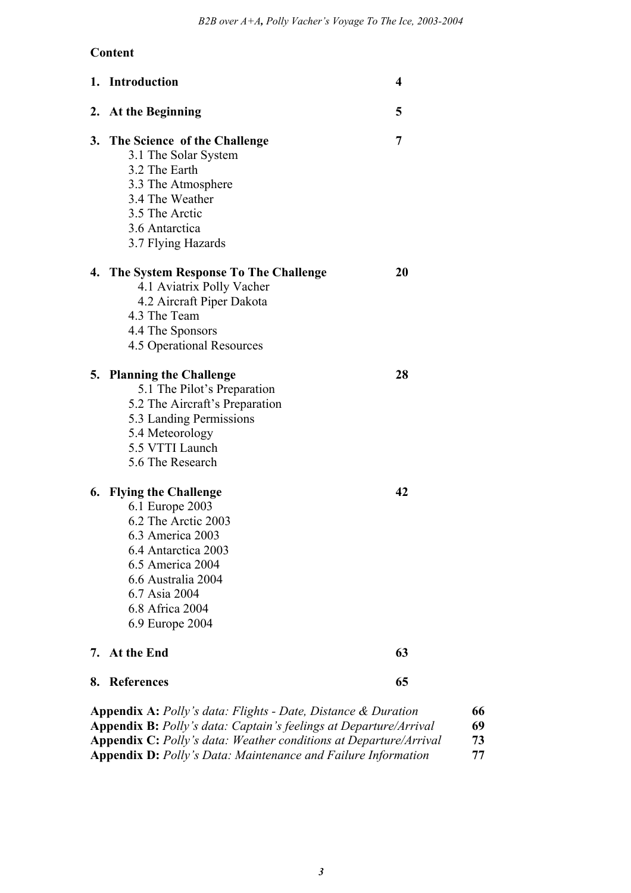# Content

| | |
|---|---|
| **1. Introduction** | **4** |
| **2. At the Beginning** | **5** |
| **3. The Science of the Challenge** | **7** |
| 3.1 The Solar System | |
| 3.2 The Earth | |
| 3.3 The Atmosphere | |
| 3.4 The Weather | |
| 3.5 The Arctic | |
| 3.6 Antarctica | |
| 3.7 Flying Hazards | |
| **4. The System Response To The Challenge** | **20** |
| 4.1 Aviatrix Polly Vacher | |
| 4.2 Aircraft Piper Dakota | |
| 4.3 The Team | |
| 4.4 The Sponsors | |
| 4.5 Operational Resources | |
| **5. Planning the Challenge** | **28** |
| 5.1 The Pilot's Preparation | |
| 5.2 The Aircraft's Preparation | |
| 5.3 Landing Permissions | |
| 5.4 Meteorology | |
| 5.5 VTTI Launch | |
| 5.6 The Research | |
| **6. Flying the Challenge** | **42** |
| 6.1 Europe 2003 | |
| 6.2 The Arctic 2003 | |
| 6.3 America 2003 | |
| 6.4 Antarctica 2003 | |
| 6.5 America 2004 | |
| 6.6 Australia 2004 | |
| 6.7 Asia 2004 | |
| 6.8 Africa 2004 | |
| 6.9 Europe 2004 | |
| **7. At the End** | **63** |
| **8. References** | **65** |

| | |
|---|---|
| **Appendix A:** *Polly's data: Flights - Date, Distance & Duration* | **66** |
| **Appendix B:** *Polly's data: Captain's feelings at Departure/Arrival* | **69** |
| **Appendix C:** *Polly's data: Weather conditions at Departure/Arrival* | **73** |
| **Appendix D:** *Polly's Data: Maintenance and Failure Information* | **77** |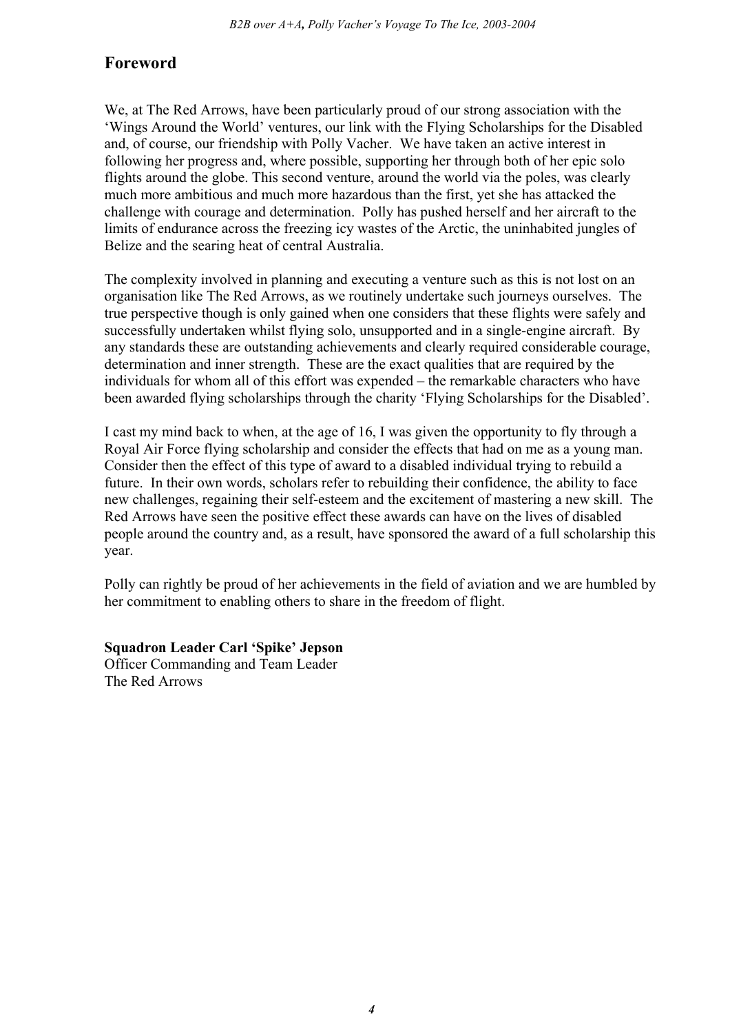## Foreword

We, at The Red Arrows, have been particularly proud of our strong association with the 'Wings Around the World' ventures, our link with the Flying Scholarships for the Disabled and, of course, our friendship with Polly Vacher. We have taken an active interest in following her progress and, where possible, supporting her through both of her epic solo flights around the globe. This second venture, around the world via the poles, was clearly much more ambitious and much more hazardous than the first, yet she has attacked the challenge with courage and determination. Polly has pushed herself and her aircraft to the limits of endurance across the freezing icy wastes of the Arctic, the uninhabited jungles of Belize and the searing heat of central Australia.

The complexity involved in planning and executing a venture such as this is not lost on an organisation like The Red Arrows, as we routinely undertake such journeys ourselves. The true perspective though is only gained when one considers that these flights were safely and successfully undertaken whilst flying solo, unsupported and in a single-engine aircraft. By any standards these are outstanding achievements and clearly required considerable courage, determination and inner strength. These are the exact qualities that are required by the individuals for whom all of this effort was expended – the remarkable characters who have been awarded flying scholarships through the charity 'Flying Scholarships for the Disabled'.

I cast my mind back to when, at the age of 16, I was given the opportunity to fly through a Royal Air Force flying scholarship and consider the effects that had on me as a young man. Consider then the effect of this type of award to a disabled individual trying to rebuild a future. In their own words, scholars refer to rebuilding their confidence, the ability to face new challenges, regaining their self-esteem and the excitement of mastering a new skill. The Red Arrows have seen the positive effect these awards can have on the lives of disabled people around the country and, as a result, have sponsored the award of a full scholarship this year.

Polly can rightly be proud of her achievements in the field of aviation and we are humbled by her commitment to enabling others to share in the freedom of flight.

**Squadron Leader Carl 'Spike' Jepson**
Officer Commanding and Team Leader
The Red Arrows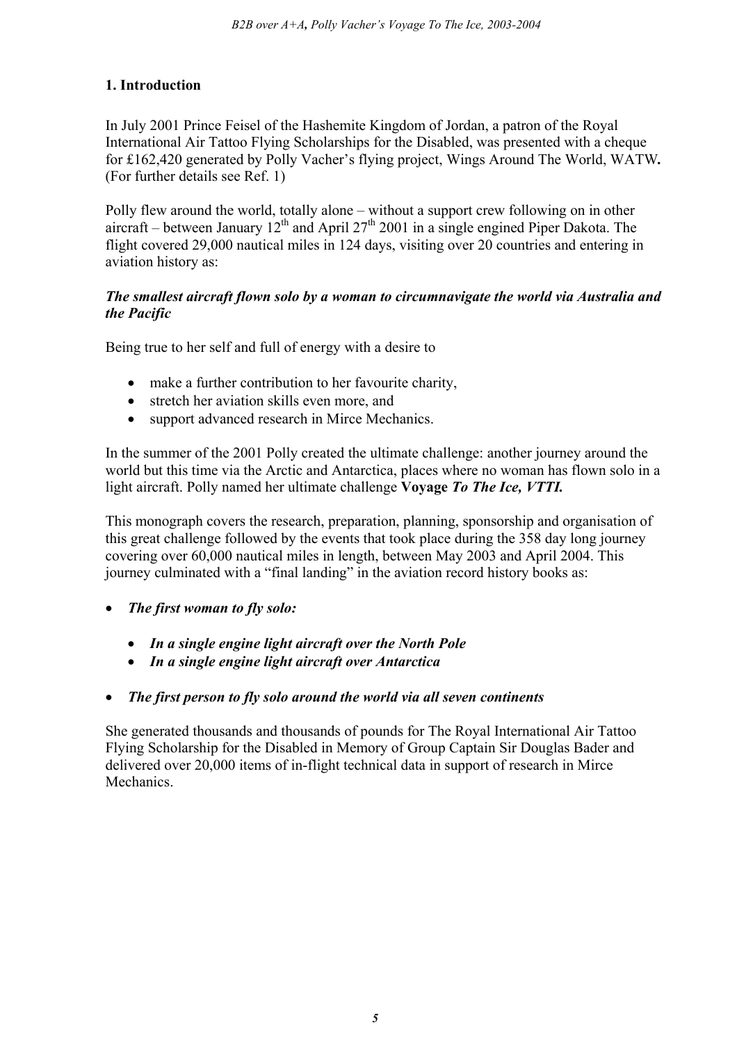## 1. Introduction

In July 2001 Prince Feisel of the Hashemite Kingdom of Jordan, a patron of the Royal International Air Tattoo Flying Scholarships for the Disabled, was presented with a cheque for £162,420 generated by Polly Vacher's flying project, Wings Around The World, WATW**.** (For further details see Ref. 1)

Polly flew around the world, totally alone – without a support crew following on in other aircraft – between January 12th and April 27th 2001 in a single engined Piper Dakota. The flight covered 29,000 nautical miles in 124 days, visiting over 20 countries and entering in aviation history as:

***The smallest aircraft flown solo by a woman to circumnavigate the world via Australia and the Pacific***

Being true to her self and full of energy with a desire to

- make a further contribution to her favourite charity,
- stretch her aviation skills even more, and
- support advanced research in Mirce Mechanics.

In the summer of the 2001 Polly created the ultimate challenge: another journey around the world but this time via the Arctic and Antarctica, places where no woman has flown solo in a light aircraft. Polly named her ultimate challenge **Voyage** ***To The Ice, VTTI.***

This monograph covers the research, preparation, planning, sponsorship and organisation of this great challenge followed by the events that took place during the 358 day long journey covering over 60,000 nautical miles in length, between May 2003 and April 2004. This journey culminated with a "final landing" in the aviation record history books as:

- ***The first woman to fly solo:***
    - ***In a single engine light aircraft over the North Pole***
    - ***In a single engine light aircraft over Antarctica***
- ***The first person to fly solo around the world via all seven continents***

She generated thousands and thousands of pounds for The Royal International Air Tattoo Flying Scholarship for the Disabled in Memory of Group Captain Sir Douglas Bader and delivered over 20,000 items of in-flight technical data in support of research in Mirce Mechanics.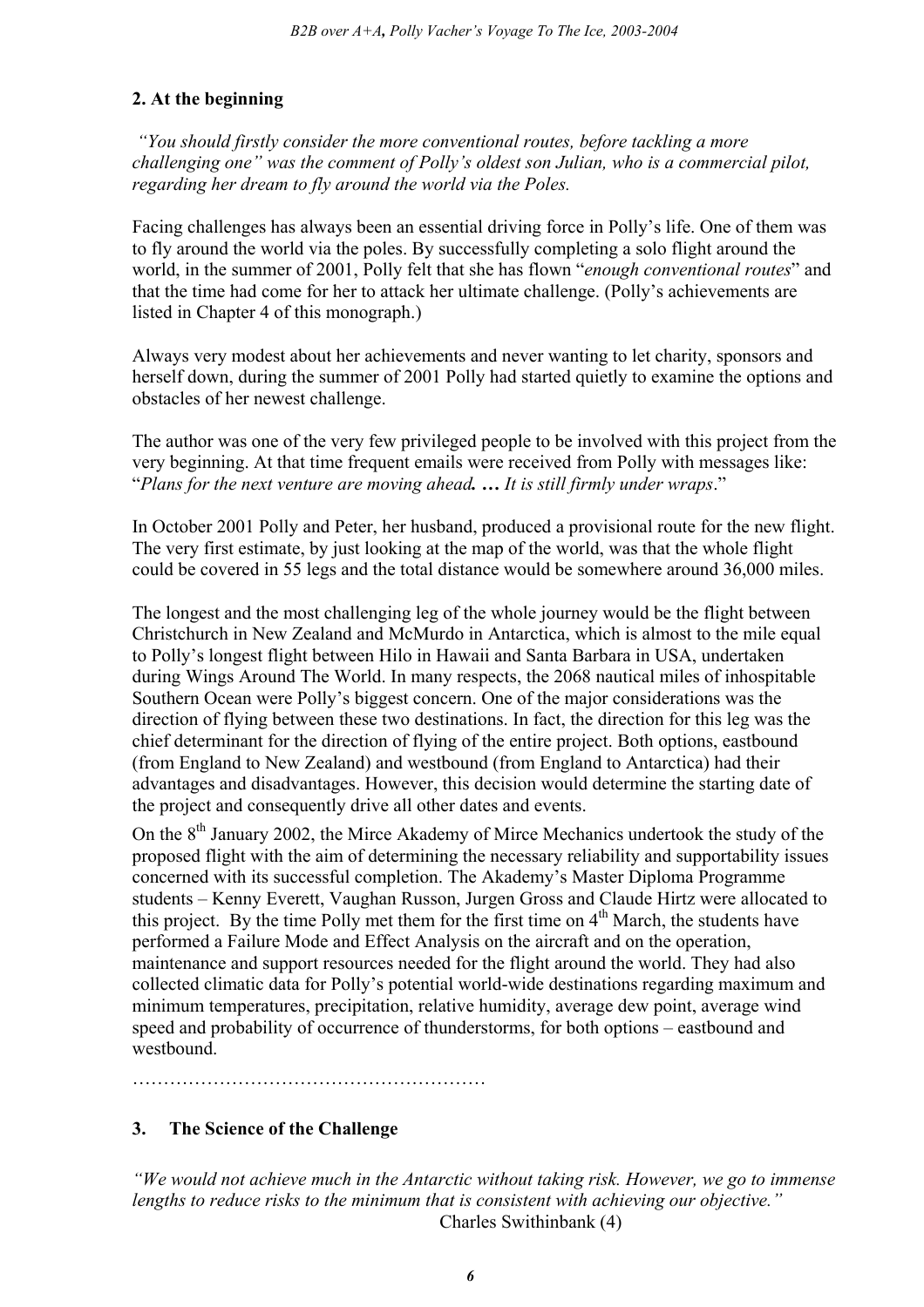## 2. At the beginning

*"You should firstly consider the more conventional routes, before tackling a more challenging one" was the comment of Polly's oldest son Julian, who is a commercial pilot, regarding her dream to fly around the world via the Poles.*

Facing challenges has always been an essential driving force in Polly's life. One of them was to fly around the world via the poles. By successfully completing a solo flight around the world, in the summer of 2001, Polly felt that she has flown "*enough conventional routes*" and that the time had come for her to attack her ultimate challenge. (Polly's achievements are listed in Chapter 4 of this monograph.)

Always very modest about her achievements and never wanting to let charity, sponsors and herself down, during the summer of 2001 Polly had started quietly to examine the options and obstacles of her newest challenge.

The author was one of the very few privileged people to be involved with this project from the very beginning. At that time frequent emails were received from Polly with messages like: "*Plans for the next venture are moving ahead. … It is still firmly under wraps*."

In October 2001 Polly and Peter, her husband, produced a provisional route for the new flight. The very first estimate, by just looking at the map of the world, was that the whole flight could be covered in 55 legs and the total distance would be somewhere around 36,000 miles.

The longest and the most challenging leg of the whole journey would be the flight between Christchurch in New Zealand and McMurdo in Antarctica, which is almost to the mile equal to Polly's longest flight between Hilo in Hawaii and Santa Barbara in USA, undertaken during Wings Around The World. In many respects, the 2068 nautical miles of inhospitable Southern Ocean were Polly's biggest concern. One of the major considerations was the direction of flying between these two destinations. In fact, the direction for this leg was the chief determinant for the direction of flying of the entire project. Both options, eastbound (from England to New Zealand) and westbound (from England to Antarctica) had their advantages and disadvantages. However, this decision would determine the starting date of the project and consequently drive all other dates and events.

On the 8th January 2002, the Mirce Akademy of Mirce Mechanics undertook the study of the proposed flight with the aim of determining the necessary reliability and supportability issues concerned with its successful completion. The Akademy's Master Diploma Programme students – Kenny Everett, Vaughan Russon, Jurgen Gross and Claude Hirtz were allocated to this project. By the time Polly met them for the first time on 4th March, the students have performed a Failure Mode and Effect Analysis on the aircraft and on the operation, maintenance and support resources needed for the flight around the world. They had also collected climatic data for Polly's potential world-wide destinations regarding maximum and minimum temperatures, precipitation, relative humidity, average dew point, average wind speed and probability of occurrence of thunderstorms, for both options – eastbound and westbound.

…………………………………………………

## 3. The Science of the Challenge

*"We would not achieve much in the Antarctic without taking risk. However, we go to immense lengths to reduce risks to the minimum that is consistent with achieving our objective."*
Charles Swithinbank (4)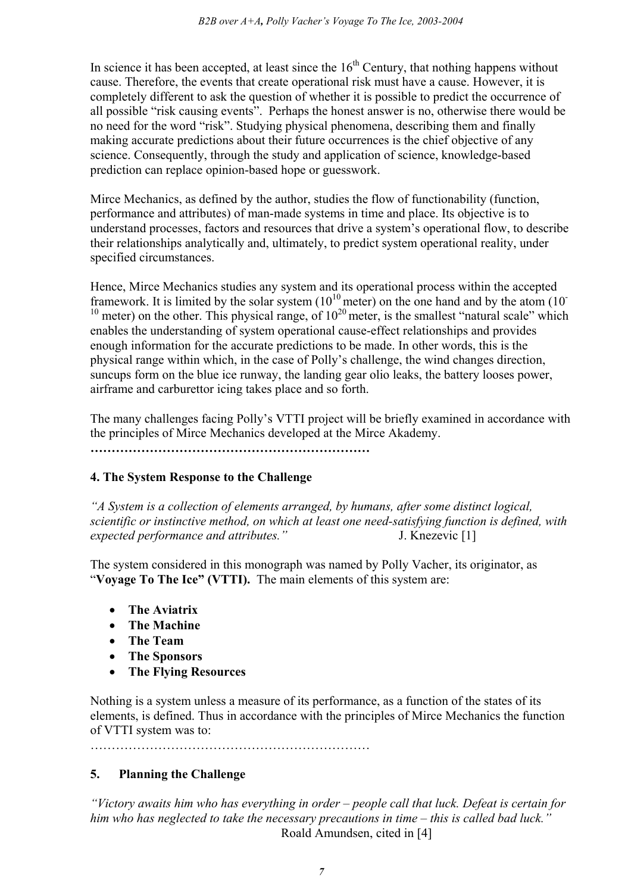In science it has been accepted, at least since the 16th Century, that nothing happens without cause. Therefore, the events that create operational risk must have a cause. However, it is completely different to ask the question of whether it is possible to predict the occurrence of all possible "risk causing events". Perhaps the honest answer is no, otherwise there would be no need for the word "risk". Studying physical phenomena, describing them and finally making accurate predictions about their future occurrences is the chief objective of any science. Consequently, through the study and application of science, knowledge-based prediction can replace opinion-based hope or guesswork.

Mirce Mechanics, as defined by the author, studies the flow of functionability (function, performance and attributes) of man-made systems in time and place. Its objective is to understand processes, factors and resources that drive a system's operational flow, to describe their relationships analytically and, ultimately, to predict system operational reality, under specified circumstances.

Hence, Mirce Mechanics studies any system and its operational process within the accepted framework. It is limited by the solar system ($10^{10}$ meter) on the one hand and by the atom ($10^{-10}$ meter) on the other. This physical range, of $10^{20}$ meter, is the smallest "natural scale" which enables the understanding of system operational cause-effect relationships and provides enough information for the accurate predictions to be made. In other words, this is the physical range within which, in the case of Polly's challenge, the wind changes direction, suncups form on the blue ice runway, the landing gear olio leaks, the battery looses power, airframe and carburettor icing takes place and so forth.

The many challenges facing Polly's VTTI project will be briefly examined in accordance with the principles of Mirce Mechanics developed at the Mirce Akademy.

**…………………………………………………………**

## 4. The System Response to the Challenge

*"A System is a collection of elements arranged, by humans, after some distinct logical, scientific or instinctive method, on which at least one need-satisfying function is defined, with expected performance and attributes."* J. Knezevic [1]

The system considered in this monograph was named by Polly Vacher, its originator, as "**Voyage To The Ice" (VTTI).** The main elements of this system are:

- **The Aviatrix**
- **The Machine**
- **The Team**
- **The Sponsors**
- **The Flying Resources**

Nothing is a system unless a measure of its performance, as a function of the states of its elements, is defined. Thus in accordance with the principles of Mirce Mechanics the function of VTTI system was to:

…………………………………………………………

## 5. Planning the Challenge

*"Victory awaits him who has everything in order – people call that luck. Defeat is certain for him who has neglected to take the necessary precautions in time – this is called bad luck."*
Roald Amundsen, cited in [4]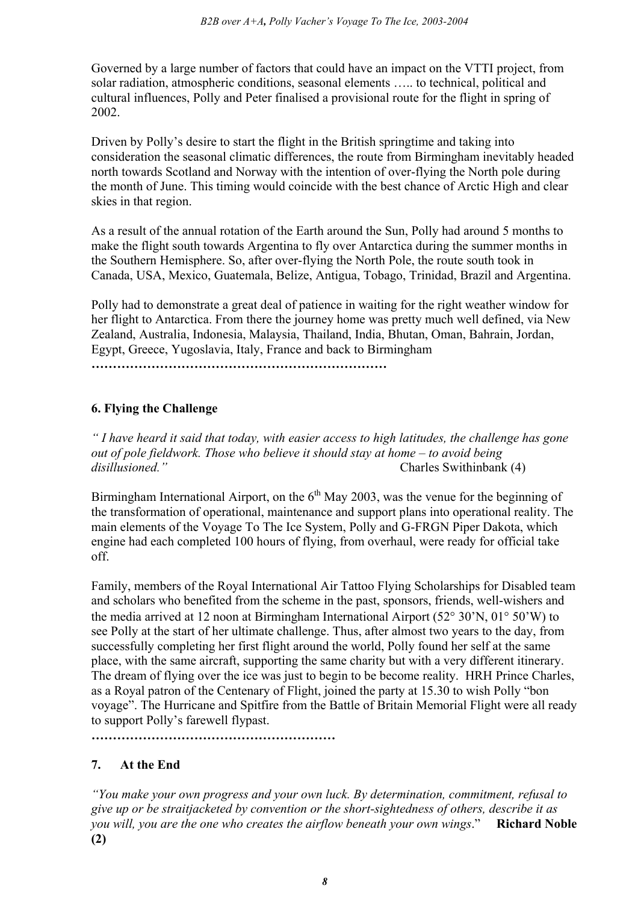Governed by a large number of factors that could have an impact on the VTTI project, from solar radiation, atmospheric conditions, seasonal elements ….. to technical, political and cultural influences, Polly and Peter finalised a provisional route for the flight in spring of 2002.

Driven by Polly's desire to start the flight in the British springtime and taking into consideration the seasonal climatic differences, the route from Birmingham inevitably headed north towards Scotland and Norway with the intention of over-flying the North pole during the month of June. This timing would coincide with the best chance of Arctic High and clear skies in that region.

As a result of the annual rotation of the Earth around the Sun, Polly had around 5 months to make the flight south towards Argentina to fly over Antarctica during the summer months in the Southern Hemisphere. So, after over-flying the North Pole, the route south took in Canada, USA, Mexico, Guatemala, Belize, Antigua, Tobago, Trinidad, Brazil and Argentina.

Polly had to demonstrate a great deal of patience in waiting for the right weather window for her flight to Antarctica. From there the journey home was pretty much well defined, via New Zealand, Australia, Indonesia, Malaysia, Thailand, India, Bhutan, Oman, Bahrain, Jordan, Egypt, Greece, Yugoslavia, Italy, France and back to Birmingham

**………………………………………………………………**

### 6. Flying the Challenge

*" I have heard it said that today, with easier access to high latitudes, the challenge has gone out of pole fieldwork. Those who believe it should stay at home – to avoid being disillusioned."* Charles Swithinbank (4)

Birmingham International Airport, on the 6th May 2003, was the venue for the beginning of the transformation of operational, maintenance and support plans into operational reality. The main elements of the Voyage To The Ice System, Polly and G-FRGN Piper Dakota, which engine had each completed 100 hours of flying, from overhaul, were ready for official take off.

Family, members of the Royal International Air Tattoo Flying Scholarships for Disabled team and scholars who benefited from the scheme in the past, sponsors, friends, well-wishers and the media arrived at 12 noon at Birmingham International Airport (52° 30'N, 01° 50'W) to see Polly at the start of her ultimate challenge. Thus, after almost two years to the day, from successfully completing her first flight around the world, Polly found her self at the same place, with the same aircraft, supporting the same charity but with a very different itinerary. The dream of flying over the ice was just to begin to be become reality. HRH Prince Charles, as a Royal patron of the Centenary of Flight, joined the party at 15.30 to wish Polly "bon voyage". The Hurricane and Spitfire from the Battle of Britain Memorial Flight were all ready to support Polly's farewell flypast.

**…………………………………………………**

### 7. At the End

*"You make your own progress and your own luck. By determination, commitment, refusal to give up or be straitjacketed by convention or the short-sightedness of others, describe it as you will, you are the one who creates the airflow beneath your own wings*." **Richard Noble (2)**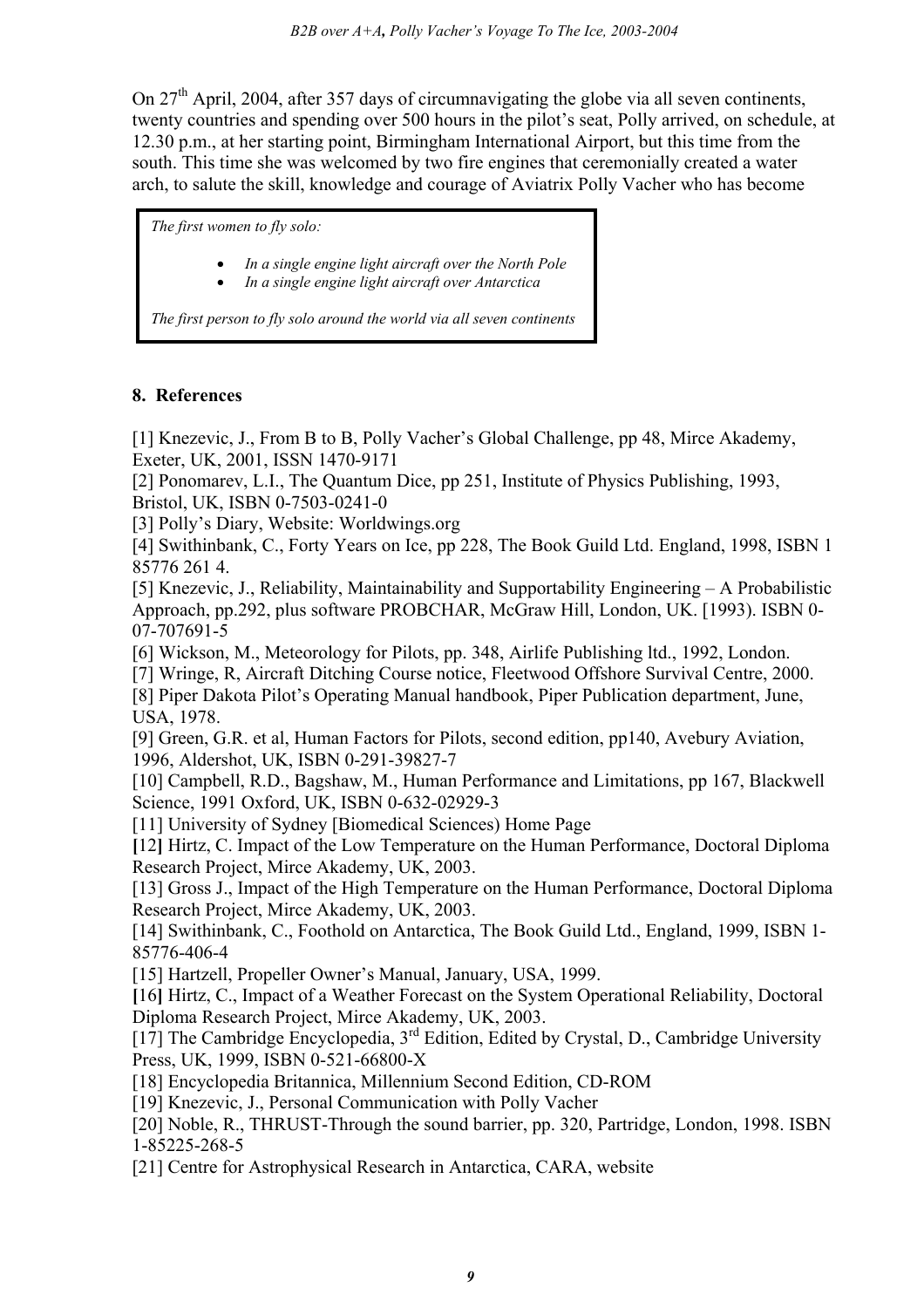On 27th April, 2004, after 357 days of circumnavigating the globe via all seven continents, twenty countries and spending over 500 hours in the pilot's seat, Polly arrived, on schedule, at 12.30 p.m., at her starting point, Birmingham International Airport, but this time from the south. This time she was welcomed by two fire engines that ceremonially created a water arch, to salute the skill, knowledge and courage of Aviatrix Polly Vacher who has become

*The first women to fly solo:*

- *In a single engine light aircraft over the North Pole*
- *In a single engine light aircraft over Antarctica*

*The first person to fly solo around the world via all seven continents*

## 8. References

[1] Knezevic, J., From B to B, Polly Vacher's Global Challenge, pp 48, Mirce Akademy, Exeter, UK, 2001, ISSN 1470-9171
[2] Ponomarev, L.I., The Quantum Dice, pp 251, Institute of Physics Publishing, 1993, Bristol, UK, ISBN 0-7503-0241-0
[3] Polly's Diary, Website: Worldwings.org
[4] Swithinbank, C., Forty Years on Ice, pp 228, The Book Guild Ltd. England, 1998, ISBN 1 85776 261 4.
[5] Knezevic, J., Reliability, Maintainability and Supportability Engineering – A Probabilistic Approach, pp.292, plus software PROBCHAR, McGraw Hill, London, UK. [1993). ISBN 0-07-707691-5
[6] Wickson, M., Meteorology for Pilots, pp. 348, Airlife Publishing ltd., 1992, London.
[7] Wringe, R, Aircraft Ditching Course notice, Fleetwood Offshore Survival Centre, 2000.
[8] Piper Dakota Pilot's Operating Manual handbook, Piper Publication department, June, USA, 1978.
[9] Green, G.R. et al, Human Factors for Pilots, second edition, pp140, Avebury Aviation, 1996, Aldershot, UK, ISBN 0-291-39827-7
[10] Campbell, R.D., Bagshaw, M., Human Performance and Limitations, pp 167, Blackwell Science, 1991 Oxford, UK, ISBN 0-632-02929-3
[11] University of Sydney [Biomedical Sciences) Home Page
[12] Hirtz, C. Impact of the Low Temperature on the Human Performance, Doctoral Diploma Research Project, Mirce Akademy, UK, 2003.
[13] Gross J., Impact of the High Temperature on the Human Performance, Doctoral Diploma Research Project, Mirce Akademy, UK, 2003.
[14] Swithinbank, C., Foothold on Antarctica, The Book Guild Ltd., England, 1999, ISBN 1-85776-406-4
[15] Hartzell, Propeller Owner's Manual, January, USA, 1999.
[16] Hirtz, C., Impact of a Weather Forecast on the System Operational Reliability, Doctoral Diploma Research Project, Mirce Akademy, UK, 2003.
[17] The Cambridge Encyclopedia, 3rd Edition, Edited by Crystal, D., Cambridge University Press, UK, 1999, ISBN 0-521-66800-X
[18] Encyclopedia Britannica, Millennium Second Edition, CD-ROM
[19] Knezevic, J., Personal Communication with Polly Vacher
[20] Noble, R., THRUST-Through the sound barrier, pp. 320, Partridge, London, 1998. ISBN 1-85225-268-5
[21] Centre for Astrophysical Research in Antarctica, CARA, website